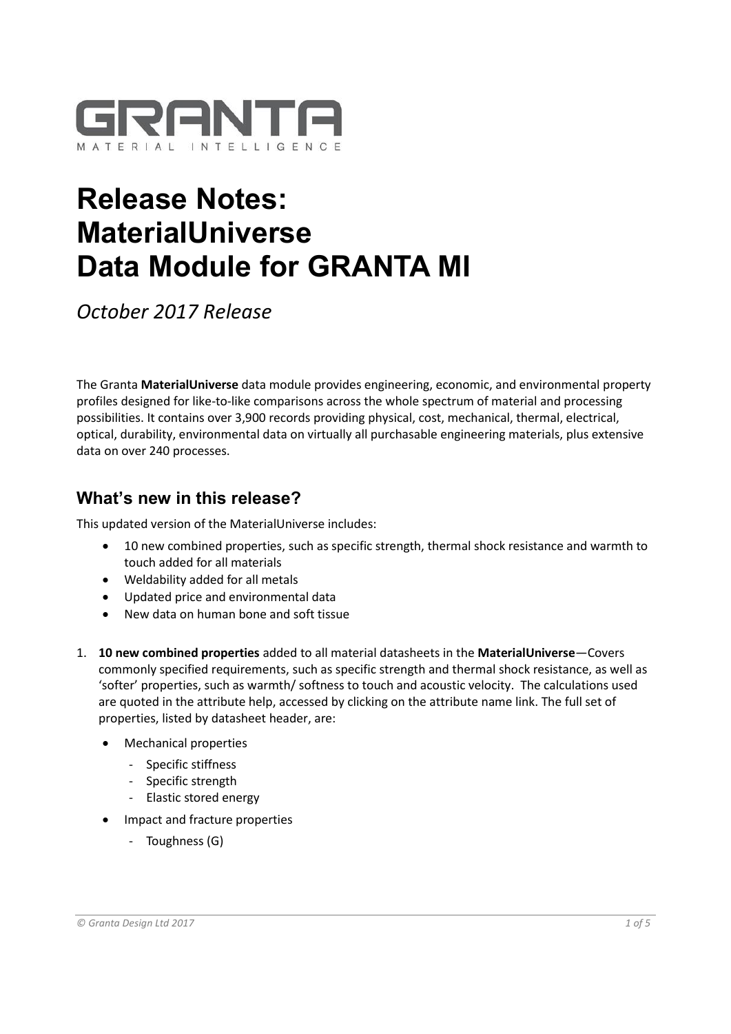GRANTA
MATERIAL INTELLIGENCE

# Release Notes: MaterialUniverse Data Module for GRANTA MI

*October 2017 Release*

The Granta **MaterialUniverse** data module provides engineering, economic, and environmental property profiles designed for like-to-like comparisons across the whole spectrum of material and processing possibilities. It contains over 3,900 records providing physical, cost, mechanical, thermal, electrical, optical, durability, environmental data on virtually all purchasable engineering materials, plus extensive data on over 240 processes.

## What's new in this release?

This updated version of the MaterialUniverse includes:

- 10 new combined properties, such as specific strength, thermal shock resistance and warmth to touch added for all materials
- Weldability added for all metals
- Updated price and environmental data
- New data on human bone and soft tissue

1. **10 new combined properties** added to all material datasheets in the **MaterialUniverse**—Covers commonly specified requirements, such as specific strength and thermal shock resistance, as well as 'softer' properties, such as warmth/ softness to touch and acoustic velocity. The calculations used are quoted in the attribute help, accessed by clicking on the attribute name link. The full set of properties, listed by datasheet header, are:

   - Mechanical properties
     - Specific stiffness
     - Specific strength
     - Elastic stored energy
   - Impact and fracture properties
     - Toughness (G)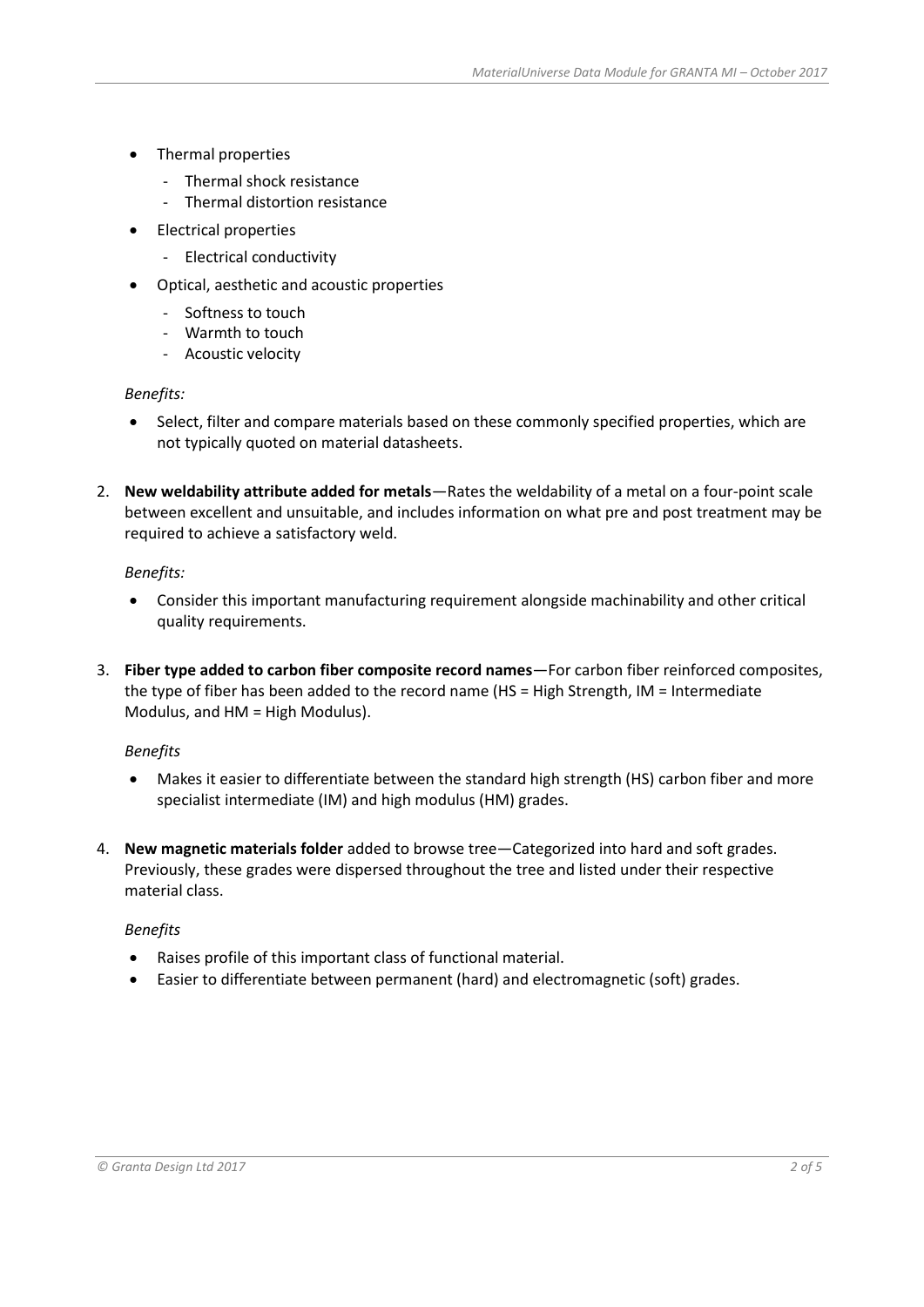- Thermal properties
    - Thermal shock resistance
    - Thermal distortion resistance
- Electrical properties
    - Electrical conductivity
- Optical, aesthetic and acoustic properties
    - Softness to touch
    - Warmth to touch
    - Acoustic velocity

*Benefits:*

- Select, filter and compare materials based on these commonly specified properties, which are not typically quoted on material datasheets.

2. **New weldability attribute added for metals**—Rates the weldability of a metal on a four-point scale between excellent and unsuitable, and includes information on what pre and post treatment may be required to achieve a satisfactory weld.

    *Benefits:*

    - Consider this important manufacturing requirement alongside machinability and other critical quality requirements.

3. **Fiber type added to carbon fiber composite record names**—For carbon fiber reinforced composites, the type of fiber has been added to the record name (HS = High Strength, IM = Intermediate Modulus, and HM = High Modulus).

    *Benefits*

    - Makes it easier to differentiate between the standard high strength (HS) carbon fiber and more specialist intermediate (IM) and high modulus (HM) grades.

4. **New magnetic materials folder** added to browse tree—Categorized into hard and soft grades. Previously, these grades were dispersed throughout the tree and listed under their respective material class.

    *Benefits*

    - Raises profile of this important class of functional material.
    - Easier to differentiate between permanent (hard) and electromagnetic (soft) grades.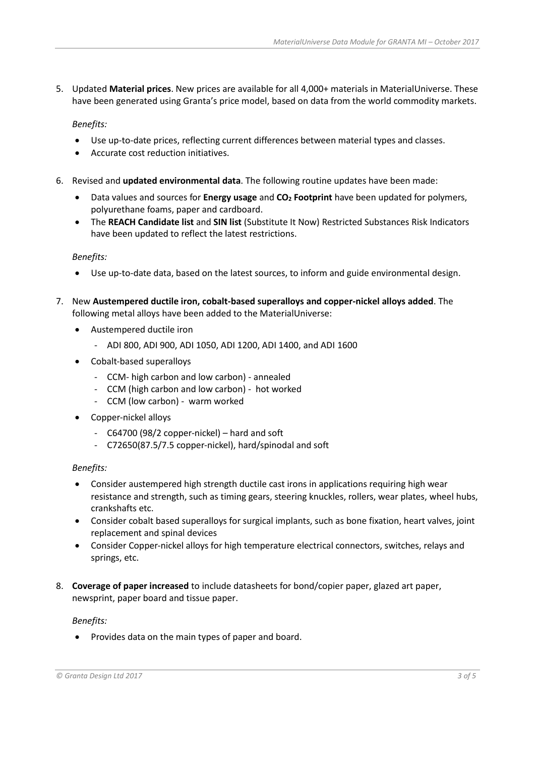5. Updated **Material prices**. New prices are available for all 4,000+ materials in MaterialUniverse. These have been generated using Granta's price model, based on data from the world commodity markets.

   *Benefits:*

   - Use up-to-date prices, reflecting current differences between material types and classes.
   - Accurate cost reduction initiatives.

6. Revised and **updated environmental data**. The following routine updates have been made:

   - Data values and sources for **Energy usage** and **$CO_2$ Footprint** have been updated for polymers, polyurethane foams, paper and cardboard.
   - The **REACH Candidate list** and **SIN list** (Substitute It Now) Restricted Substances Risk Indicators have been updated to reflect the latest restrictions.

   *Benefits:*

   - Use up-to-date data, based on the latest sources, to inform and guide environmental design.

7. New **Austempered ductile iron, cobalt-based superalloys and copper-nickel alloys added**. The following metal alloys have been added to the MaterialUniverse:

   - Austempered ductile iron
     - ADI 800, ADI 900, ADI 1050, ADI 1200, ADI 1400, and ADI 1600
   - Cobalt-based superalloys
     - CCM- high carbon and low carbon) - annealed
     - CCM (high carbon and low carbon) - hot worked
     - CCM (low carbon) - warm worked
   - Copper-nickel alloys
     - C64700 (98/2 copper-nickel) – hard and soft
     - C72650(87.5/7.5 copper-nickel), hard/spinodal and soft

   *Benefits:*

   - Consider austempered high strength ductile cast irons in applications requiring high wear resistance and strength, such as timing gears, steering knuckles, rollers, wear plates, wheel hubs, crankshafts etc.
   - Consider cobalt based superalloys for surgical implants, such as bone fixation, heart valves, joint replacement and spinal devices
   - Consider Copper-nickel alloys for high temperature electrical connectors, switches, relays and springs, etc.

8. **Coverage of paper increased** to include datasheets for bond/copier paper, glazed art paper, newsprint, paper board and tissue paper.

   *Benefits:*

   - Provides data on the main types of paper and board.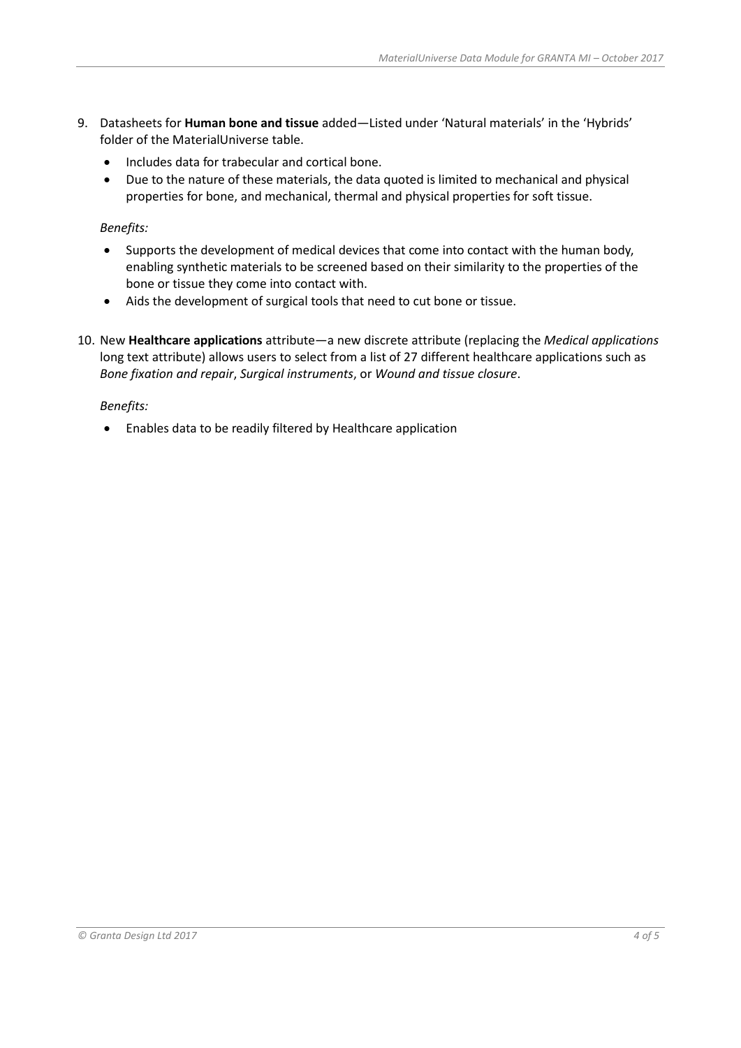9. Datasheets for **Human bone and tissue** added—Listed under 'Natural materials' in the 'Hybrids' folder of the MaterialUniverse table.
    - Includes data for trabecular and cortical bone.
    - Due to the nature of these materials, the data quoted is limited to mechanical and physical properties for bone, and mechanical, thermal and physical properties for soft tissue.

    *Benefits:*

    - Supports the development of medical devices that come into contact with the human body, enabling synthetic materials to be screened based on their similarity to the properties of the bone or tissue they come into contact with.
    - Aids the development of surgical tools that need to cut bone or tissue.

10. New **Healthcare applications** attribute—a new discrete attribute (replacing the *Medical applications* long text attribute) allows users to select from a list of 27 different healthcare applications such as *Bone fixation and repair*, *Surgical instruments*, or *Wound and tissue closure*.

    *Benefits:*

    - Enables data to be readily filtered by Healthcare application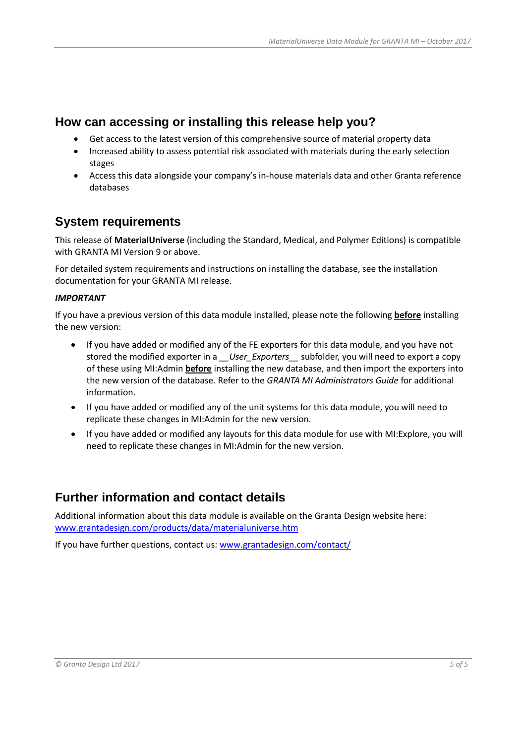## How can accessing or installing this release help you?

- Get access to the latest version of this comprehensive source of material property data
- Increased ability to assess potential risk associated with materials during the early selection stages
- Access this data alongside your company's in-house materials data and other Granta reference databases

## System requirements

This release of **MaterialUniverse** (including the Standard, Medical, and Polymer Editions) is compatible with GRANTA MI Version 9 or above.

For detailed system requirements and instructions on installing the database, see the installation documentation for your GRANTA MI release.

***IMPORTANT***

If you have a previous version of this data module installed, please note the following **before** installing the new version:

- If you have added or modified any of the FE exporters for this data module, and you have not stored the modified exporter in a *__User_Exporters__* subfolder, you will need to export a copy of these using MI:Admin **before** installing the new database, and then import the exporters into the new version of the database. Refer to the *GRANTA MI Administrators Guide* for additional information.
- If you have added or modified any of the unit systems for this data module, you will need to replicate these changes in MI:Admin for the new version.
- If you have added or modified any layouts for this data module for use with MI:Explore, you will need to replicate these changes in MI:Admin for the new version.

## Further information and contact details

Additional information about this data module is available on the Granta Design website here:
www.grantadesign.com/products/data/materialuniverse.htm

If you have further questions, contact us: www.grantadesign.com/contact/